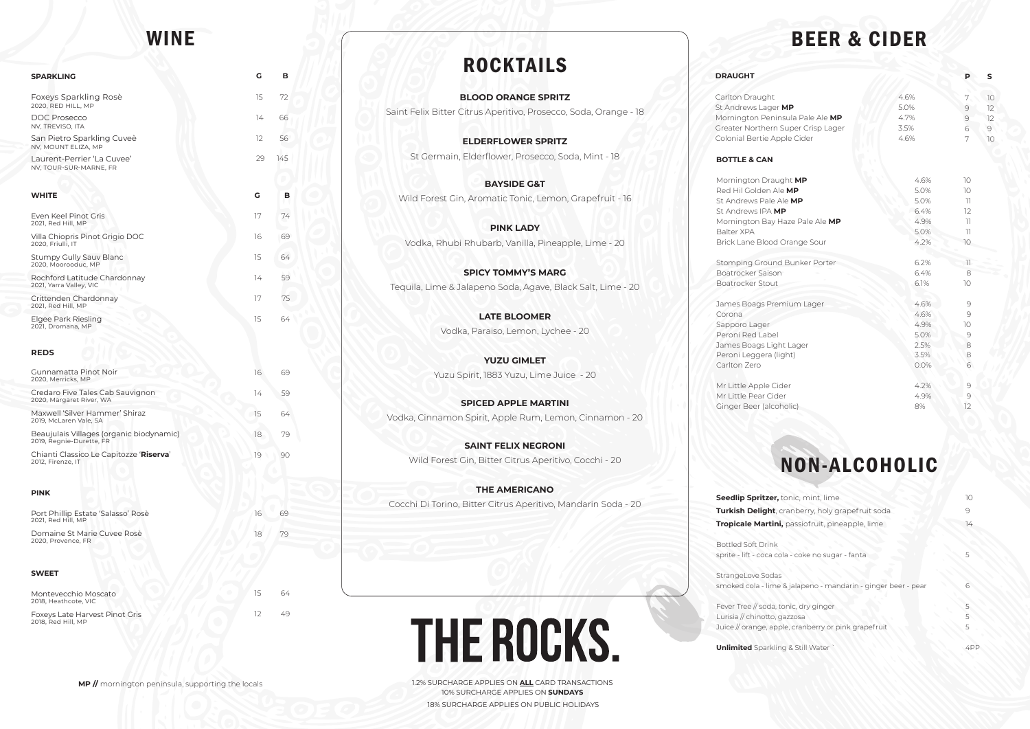# WINE

| SPARKLING | G | B |
|---|---|---|
| Foxeys Sparkling Rosè<br>2020, RED HILL, MP | 15 | 72 |
| DOC Prosecco<br>NV, TREVISO, ITA | 14 | 66 |
| San Pietro Sparkling Cuveè<br>NV, MOUNT ELIZA, MP | 12 | 56 |
| Laurent-Perrier 'La Cuvee'<br>NV, TOUR-SUR-MARNE, FR | 29 | 145 |

| WHITE | G | B |
|---|---|---|
| Even Keel Pinot Gris<br>2021, Red Hill, MP | 17 | 74 |
| Villa Chiopris Pinot Grigio DOC<br>2020, Friulli, IT | 16 | 69 |
| Stumpy Gully Sauv Blanc<br>2020, Moorooduc, MP | 15 | 64 |
| Rochford Latitude Chardonnay<br>2021, Yarra Valley, VIC | 14 | 59 |
| Crittenden Chardonnay<br>2021, Red Hill, MP | 17 | 75 |
| Elgee Park Riesling<br>2021, Dromana, MP | 15 | 64 |

| REDS | G | B |
|---|---|---|
| Gunnamatta Pinot Noir<br>2020, Merricks, MP | 16 | 69 |
| Credaro Five Tales Cab Sauvignon<br>2020, Margaret River, WA | 14 | 59 |
| Maxwell 'Silver Hammer' Shiraz<br>2019, McLaren Vale, SA | 15 | 64 |
| Beaujulais Villages (organic biodynamic)<br>2019, Regnie-Durette, FR | 18 | 79 |
| Chianti Classico Le Capitozze '**Riserva**'<br>2012, Firenze, IT | 19 | 90 |

| PINK | G | B |
|---|---|---|
| Port Phillip Estate 'Salasso' Rosè<br>2021, Red Hill, MP | 16 | 69 |
| Domaine St Marie Cuvee Rosè<br>2020, Provence, FR | 18 | 79 |

| SWEET | G | B |
|---|---|---|
| Montevecchio Moscato<br>2018, Heathcote, VIC | 15 | 64 |
| Foxeys Late Harvest Pinot Gris<br>2018, Red Hill, MP | 12 | 49 |

**MP //** mornington peninsula, supporting the locals

# ROCKTAILS

**BLOOD ORANGE SPRITZ**
Saint Felix Bitter Citrus Aperitivo, Prosecco, Soda, Orange - 18

**ELDERFLOWER SPRITZ**
St Germain, Elderflower, Prosecco, Soda, Mint - 18

**BAYSIDE G&T**
Wild Forest Gin, Aromatic Tonic, Lemon, Grapefruit - 16

**PINK LADY**
Vodka, Rhubi Rhubarb, Vanilla, Pineapple, Lime - 20

**SPICY TOMMY'S MARG**
Tequila, Lime & Jalapeno Soda, Agave, Black Salt, Lime - 20

**LATE BLOOMER**
Vodka, Paraiso, Lemon, Lychee - 20

**YUZU GIMLET**
Yuzu Spirit, 1883 Yuzu, Lime Juice - 20

**SPICED APPLE MARTINI**
Vodka, Cinnamon Spirit, Apple Rum, Lemon, Cinnamon - 20

**SAINT FELIX NEGRONI**
Wild Forest Gin, Bitter Citrus Aperitivo, Cocchi - 20

**THE AMERICANO**
Cocchi Di Torino, Bitter Citrus Aperitivo, Mandarin Soda - 20

# THE ROCKS.

1.2% SURCHARGE APPLIES ON **ALL** CARD TRANSACTIONS
10% SURCHARGE APPLIES ON **SUNDAYS**
18% SURCHARGE APPLIES ON PUBLIC HOLIDAYS

# BEER & CIDER

| DRAUGHT | | P | S |
|---|---|---|---|
| Carlton Draught | 4.6% | 7 | 10 |
| St Andrews Lager **MP** | 5.0% | 9 | 12 |
| Mornington Peninsula Pale Ale **MP** | 4.7% | 9 | 12 |
| Greater Northern Super Crisp Lager | 3.5% | 6 | 9 |
| Colonial Bertie Apple Cider | 4.6% | 7 | 10 |

| BOTTLE & CAN | | |
|---|---|---|
| Mornington Draught **MP** | 4.6% | 10 |
| Red Hil Golden Ale **MP** | 5.0% | 10 |
| St Andrews Pale Ale **MP** | 5.0% | 11 |
| St Andrews IPA **MP** | 6.4% | 12 |
| Mornington Bay Haze Pale Ale **MP** | 4.9% | 11 |
| Balter XPA | 5.0% | 11 |
| Brick Lane Blood Orange Sour | 4.2% | 10 |
| Stomping Ground Bunker Porter | 6.2% | 11 |
| Boatrocker Saison | 6.4% | 8 |
| Boatrocker Stout | 6.1% | 10 |
| James Boags Premium Lager | 4.6% | 9 |
| Corona | 4.6% | 9 |
| Sapporo Lager | 4.9% | 10 |
| Peroni Red Label | 5.0% | 9 |
| James Boags Light Lager | 2.5% | 8 |
| Peroni Leggera (light) | 3.5% | 8 |
| Carlton Zero | 0.0% | 6 |
| Mr Little Apple Cider | 4.2% | 9 |
| Mr Little Pear Cider | 4.9% | 9 |
| Ginger Beer (alcoholic) | 8% | 12 |

# NON-ALCOHOLIC

| | |
|---|---|
| **Seedlip Spritzer,** tonic, mint, lime | 10 |
| **Turkish Delight**, cranberry, holy grapefruit soda | 9 |
| **Tropicale Martini,** passiofruit, pineapple, lime | 14 |
| Bottled Soft Drink<br>sprite - lift - coca cola - coke no sugar - fanta | 5 |
| StrangeLove Sodas<br>smoked cola - lime & jalapeno - mandarin - ginger beer - pear | 6 |
| Fever Tree // soda, tonic, dry ginger | 5 |
| Lurisia // chinotto, gazzosa | 5 |
| Juice // orange, apple, cranberry or pink grapefruit | 5 |
| **Unlimited** Sparkling & Still Water | 4PP |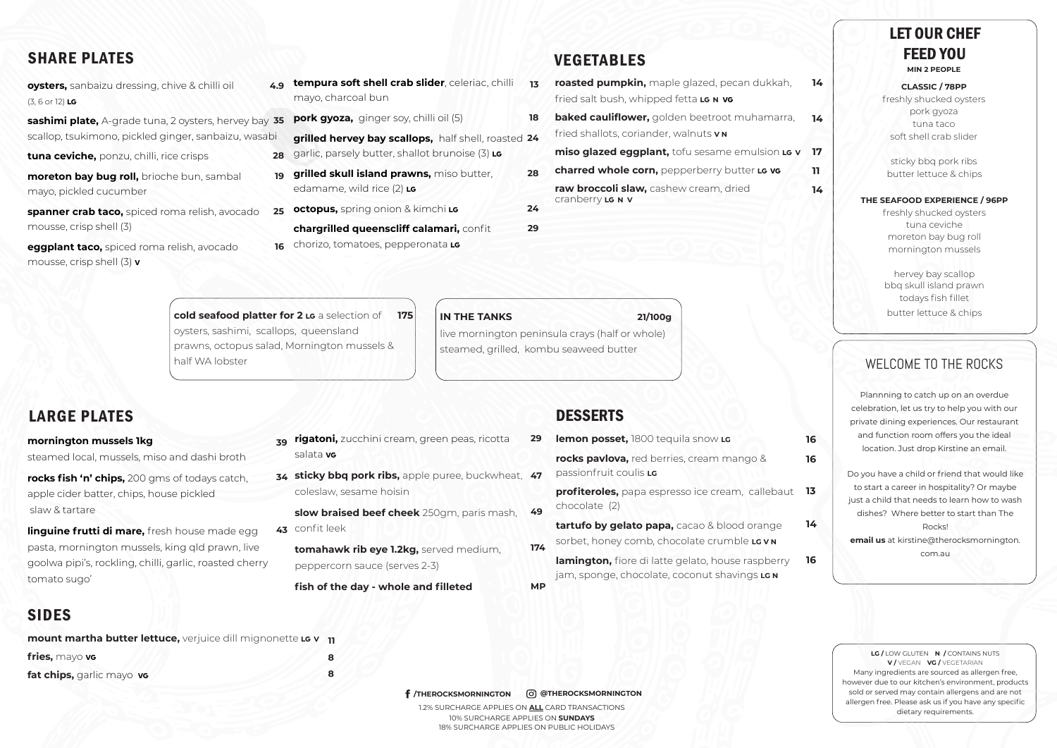## SHARE PLATES

**oysters,** sanbaizu dressing, chive & chilli oil (3, 6 or 12) **LG** — **4.9**

**sashimi plate,** A-grade tuna, 2 oysters, hervey bay scallop, tsukimono, pickled ginger, sanbaizu, wasabi — **35**

**tuna ceviche,** ponzu, chilli, rice crisps — **28**

**moreton bay bug roll,** brioche bun, sambal mayo, pickled cucumber — **19**

**spanner crab taco,** spiced roma relish, avocado mousse, crisp shell (3) — **25**

**eggplant taco,** spiced roma relish, avocado mousse, crisp shell (3) **V** — **16**

**tempura soft shell crab slider**, celeriac, chilli mayo, charcoal bun — **13**

**pork gyoza,** ginger soy, chilli oil (5) — **18**

**grilled hervey bay scallops,** half shell, roasted garlic, parsely butter, shallot brunoise (3) **LG** — **24**

**grilled skull island prawns,** miso butter, edamame, wild rice (2) **LG** — **28**

**octopus,** spring onion & kimchi **LG** — **24**

**chargrilled queenscliff calamari,** confit chorizo, tomatoes, pepperonata **LG** — **29**

## VEGETABLES

**roasted pumpkin,** maple glazed, pecan dukkah, fried salt bush, whipped fetta **LG N VG** — **14**

**baked cauliflower,** golden beetroot muhamarra, fried shallots, coriander, walnuts **V N** — **14**

**miso glazed eggplant,** tofu sesame emulsion **LG V** — **17**

**charred whole corn,** pepperberry butter **LG VG** — **11**

**raw broccoli slaw,** cashew cream, dried cranberry **LG N V** — **14**

**cold seafood platter for 2 LG** a selection of oysters, sashimi, scallops, queensland prawns, octopus salad, Mornington mussels & half WA lobster — **175**

**IN THE TANKS** — **21/100g**

live mornington peninsula crays (half or whole) steamed, grilled, kombu seaweed butter

## LARGE PLATES

**mornington mussels 1kg** steamed local, mussels, miso and dashi broth — **39**

**rocks fish 'n' chips,** 200 gms of todays catch, apple cider batter, chips, house pickled slaw & tartare — **34**

**linguine frutti di mare,** fresh house made egg pasta, mornington mussels, king qld prawn, live goolwa pipi's, rockling, chilli, garlic, roasted cherry tomato sugo' — **43**

**rigatoni,** zucchini cream, green peas, ricotta salata **VG** — **29**

**sticky bbq pork ribs,** apple puree, buckwheat, coleslaw, sesame hoisin — **47**

**slow braised beef cheek** 250gm, paris mash, confit leek — **49**

**tomahawk rib eye 1.2kg,** served medium, peppercorn sauce (serves 2-3) — **174**

**fish of the day - whole and filleted** — **MP**

## SIDES

**mount martha butter lettuce,** verjuice dill mignonette **LG V** — **11**

**fries,** mayo **VG** — **8**

**fat chips,** garlic mayo **VG** — **8**

## DESSERTS

**lemon posset,** 1800 tequila snow **LG** — **16**

**rocks pavlova,** red berries, cream mango & passionfruit coulis **LG** — **16**

**profiteroles,** papa espresso ice cream, callebaut chocolate (2) — **13**

**tartufo by gelato papa,** cacao & blood orange sorbet, honey comb, chocolate crumble **LG V N** — **14**

**lamington,** fiore di latte gelato, house raspberry jam, sponge, chocolate, coconut shavings **LG N** — **16**

## LET OUR CHEF FEED YOU

**MIN 2 PEOPLE**

**CLASSIC / 78PP**

freshly shucked oysters
pork gyoza
tuna taco
soft shell crab slider

sticky bbq pork ribs
butter lettuce & chips

**THE SEAFOOD EXPERIENCE / 96PP**

freshly shucked oysters
tuna ceviche
moreton bay bug roll
mornington mussels

hervey bay scallop
bbq skull island prawn
todays fish fillet
butter lettuce & chips

## WELCOME TO THE ROCKS

Plannning to catch up on an overdue celebration, let us try to help you with our private dining experiences. Our restaurant and function room offers you the ideal location. Just drop Kirstine an email.

Do you have a child or friend that would like to start a career in hospitality? Or maybe just a child that needs to learn how to wash dishes? Where better to start than The Rocks!

**email us** at kirstine@therocksmornington.com.au

**LG /** LOW GLUTEN **N /** CONTAINS NUTS **V /** VEGAN **VG /** VEGETARIAN

Many ingredients are sourced as allergen free, however due to our kitchen's environment, products sold or served may contain allergens and are not allergen free. Please ask us if you have any specific dietary requirements.

**/THEROCKSMORNINGTON** **@THEROCKSMORNINGTON**

1.2% SURCHARGE APPLIES ON **ALL** CARD TRANSACTIONS
10% SURCHARGE APPLIES ON **SUNDAYS**
18% SURCHARGE APPLIES ON PUBLIC HOLIDAYS